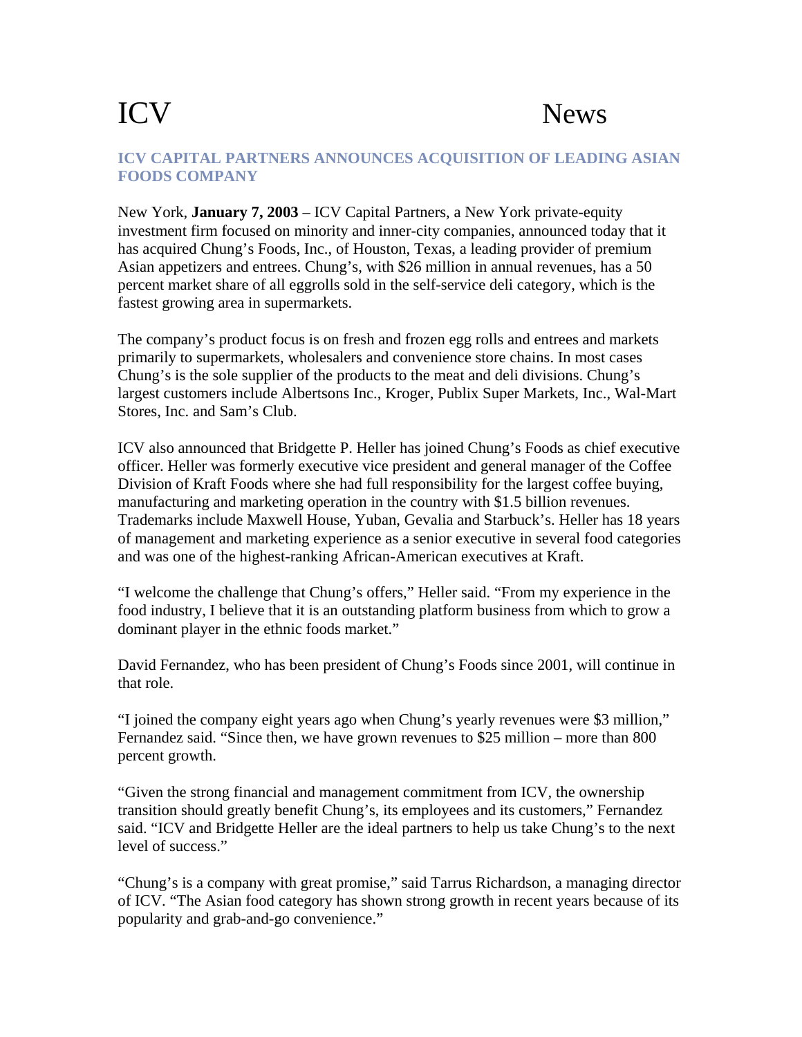# ICV News

## ICV CAPITAL PARTNERS ANNOUNCES ACQUISITION OF LEADING ASIAN FOODS COMPANY

New York, **January 7, 2003** – ICV Capital Partners, a New York private-equity investment firm focused on minority and inner-city companies, announced today that it has acquired Chung's Foods, Inc., of Houston, Texas, a leading provider of premium Asian appetizers and entrees. Chung's, with $26 million in annual revenues, has a 50 percent market share of all eggrolls sold in the self-service deli category, which is the fastest growing area in supermarkets.

The company's product focus is on fresh and frozen egg rolls and entrees and markets primarily to supermarkets, wholesalers and convenience store chains. In most cases Chung's is the sole supplier of the products to the meat and deli divisions. Chung's largest customers include Albertsons Inc., Kroger, Publix Super Markets, Inc., Wal-Mart Stores, Inc. and Sam's Club.

ICV also announced that Bridgette P. Heller has joined Chung's Foods as chief executive officer. Heller was formerly executive vice president and general manager of the Coffee Division of Kraft Foods where she had full responsibility for the largest coffee buying, manufacturing and marketing operation in the country with $1.5 billion revenues. Trademarks include Maxwell House, Yuban, Gevalia and Starbuck's. Heller has 18 years of management and marketing experience as a senior executive in several food categories and was one of the highest-ranking African-American executives at Kraft.

"I welcome the challenge that Chung's offers," Heller said. "From my experience in the food industry, I believe that it is an outstanding platform business from which to grow a dominant player in the ethnic foods market."

David Fernandez, who has been president of Chung's Foods since 2001, will continue in that role.

"I joined the company eight years ago when Chung's yearly revenues were $3 million," Fernandez said. "Since then, we have grown revenues to $25 million – more than 800 percent growth.

"Given the strong financial and management commitment from ICV, the ownership transition should greatly benefit Chung's, its employees and its customers," Fernandez said. "ICV and Bridgette Heller are the ideal partners to help us take Chung's to the next level of success."

"Chung's is a company with great promise," said Tarrus Richardson, a managing director of ICV. "The Asian food category has shown strong growth in recent years because of its popularity and grab-and-go convenience."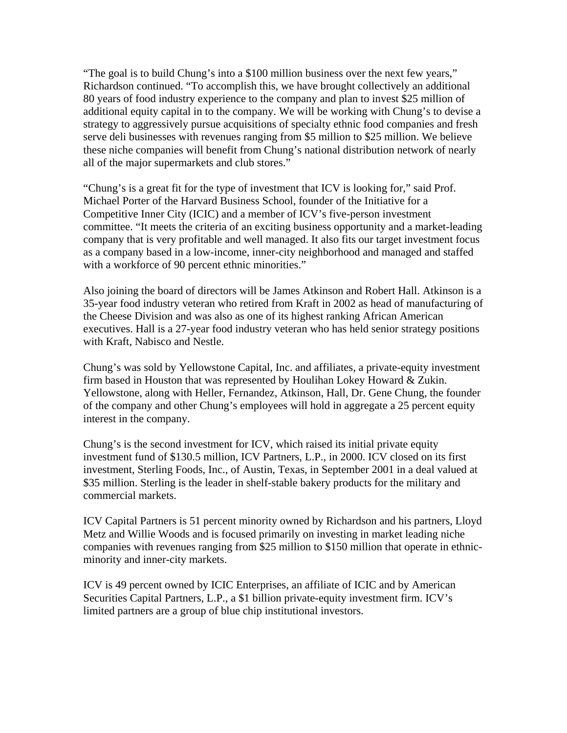"The goal is to build Chung's into a $100 million business over the next few years," Richardson continued. "To accomplish this, we have brought collectively an additional 80 years of food industry experience to the company and plan to invest $25 million of additional equity capital in to the company. We will be working with Chung's to devise a strategy to aggressively pursue acquisitions of specialty ethnic food companies and fresh serve deli businesses with revenues ranging from $5 million to $25 million. We believe these niche companies will benefit from Chung's national distribution network of nearly all of the major supermarkets and club stores."

"Chung's is a great fit for the type of investment that ICV is looking for," said Prof. Michael Porter of the Harvard Business School, founder of the Initiative for a Competitive Inner City (ICIC) and a member of ICV's five-person investment committee. "It meets the criteria of an exciting business opportunity and a market-leading company that is very profitable and well managed. It also fits our target investment focus as a company based in a low-income, inner-city neighborhood and managed and staffed with a workforce of 90 percent ethnic minorities."

Also joining the board of directors will be James Atkinson and Robert Hall. Atkinson is a 35-year food industry veteran who retired from Kraft in 2002 as head of manufacturing of the Cheese Division and was also as one of its highest ranking African American executives. Hall is a 27-year food industry veteran who has held senior strategy positions with Kraft, Nabisco and Nestle.

Chung's was sold by Yellowstone Capital, Inc. and affiliates, a private-equity investment firm based in Houston that was represented by Houlihan Lokey Howard & Zukin. Yellowstone, along with Heller, Fernandez, Atkinson, Hall, Dr. Gene Chung, the founder of the company and other Chung's employees will hold in aggregate a 25 percent equity interest in the company.

Chung's is the second investment for ICV, which raised its initial private equity investment fund of $130.5 million, ICV Partners, L.P., in 2000. ICV closed on its first investment, Sterling Foods, Inc., of Austin, Texas, in September 2001 in a deal valued at $35 million. Sterling is the leader in shelf-stable bakery products for the military and commercial markets.

ICV Capital Partners is 51 percent minority owned by Richardson and his partners, Lloyd Metz and Willie Woods and is focused primarily on investing in market leading niche companies with revenues ranging from $25 million to $150 million that operate in ethnic-minority and inner-city markets.

ICV is 49 percent owned by ICIC Enterprises, an affiliate of ICIC and by American Securities Capital Partners, L.P., a $1 billion private-equity investment firm. ICV's limited partners are a group of blue chip institutional investors.